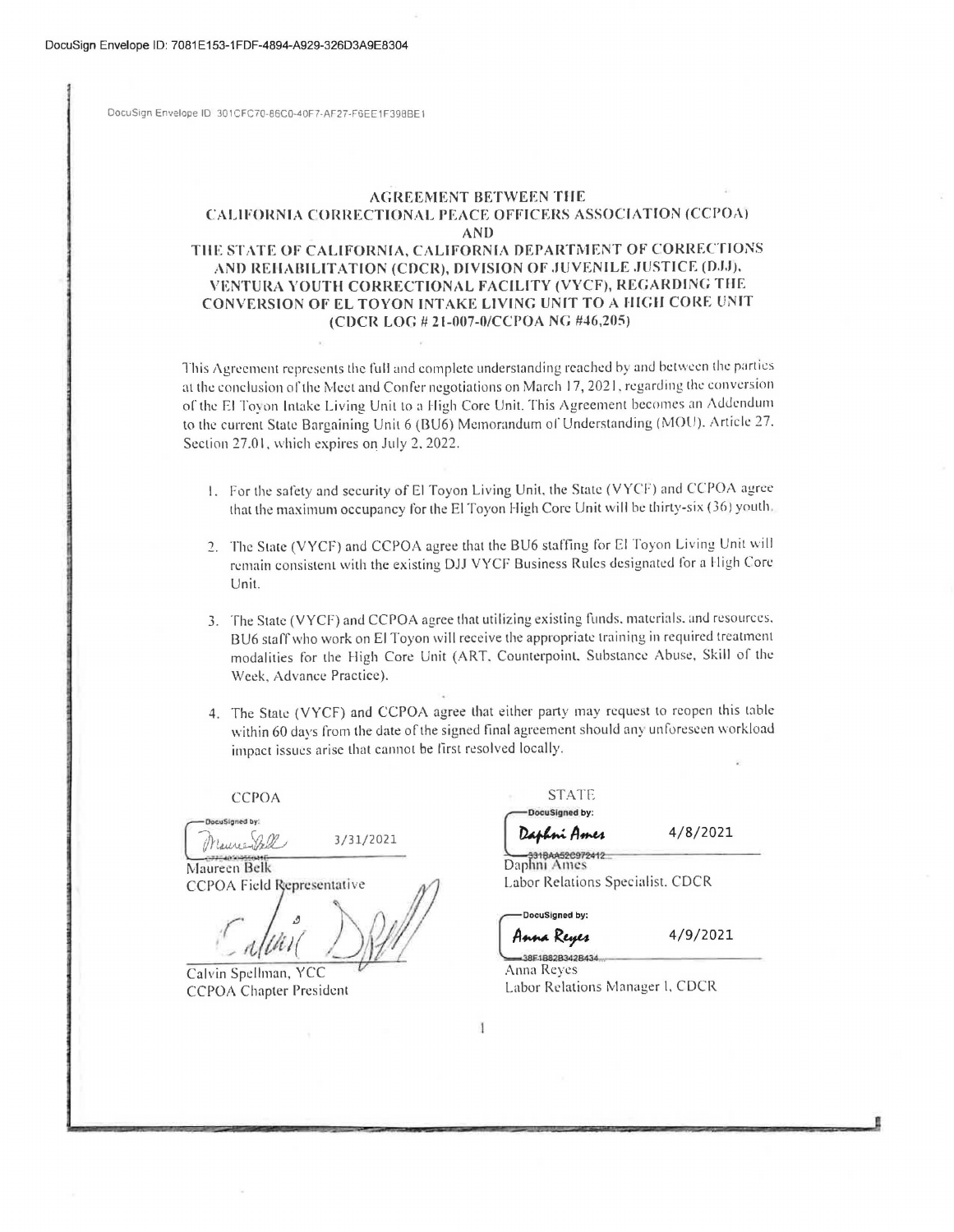DocuSign Envelope ID: 7081E153-1FDF-4894-A929-326D3A9E8304

DocuSign Envelope ID 301CFC70-86C0-40F7-AF27-F6EE1F398BE1

# AGREEMENT BETWEEN THE CALIFORNIA CORRECTIONAL PEACE OFFICERS ASSOCIATION (CCPOA) AND THE STATE OF CALIFORNIA, CALIFORNIA DEPARTMENT OF CORRECTIONS AND REHABILITATION (CDCR), DIVISION OF JUVENILE JUSTICE (DJJ), VENTURA YOUTH CORRECTIONAL FACILITY (VYCF), REGARDING THE CONVERSION OF EL TOYON INTAKE LIVING UNIT TO A HIGH CORE UNIT (CDCR LOG # 21-007-0/CCPOA NG #46,205)

This Agreement represents the full and complete understanding reached by and between the parties at the conclusion of the Meet and Confer negotiations on March 17, 2021, regarding the conversion of the El Toyon Intake Living Unit to a High Core Unit. This Agreement becomes an Addendum to the current State Bargaining Unit 6 (BU6) Memorandum of Understanding (MOU), Article 27, Section 27.01, which expires on July 2, 2022.

1. For the safety and security of El Toyon Living Unit, the State (VYCF) and CCPOA agree that the maximum occupancy for the El Toyon High Core Unit will be thirty-six (36) youth.

2. The State (VYCF) and CCPOA agree that the BU6 staffing for El Toyon Living Unit will remain consistent with the existing DJJ VYCF Business Rules designated for a High Core Unit.

3. The State (VYCF) and CCPOA agree that utilizing existing funds, materials, and resources, BU6 staff who work on El Toyon will receive the appropriate training in required treatment modalities for the High Core Unit (ART, Counterpoint, Substance Abuse, Skill of the Week, Advance Practice).

4. The State (VYCF) and CCPOA agree that either party may request to reopen this table within 60 days from the date of the signed final agreement should any unforeseen workload impact issues arise that cannot be first resolved locally.

| CCPOA | STATE |
|---|---|
| DocuSigned by: [signature] 3/31/2021 | DocuSigned by: Daphni Ames 4/8/2021 |
| Maureen Belk<br>CCPOA Field Representative | Daphni Ames<br>Labor Relations Specialist, CDCR |
| [signature] | DocuSigned by: Anna Reyes 4/9/2021 |
| Calvin Spellman, YCC<br>CCPOA Chapter President | Anna Reyes<br>Labor Relations Manager I, CDCR |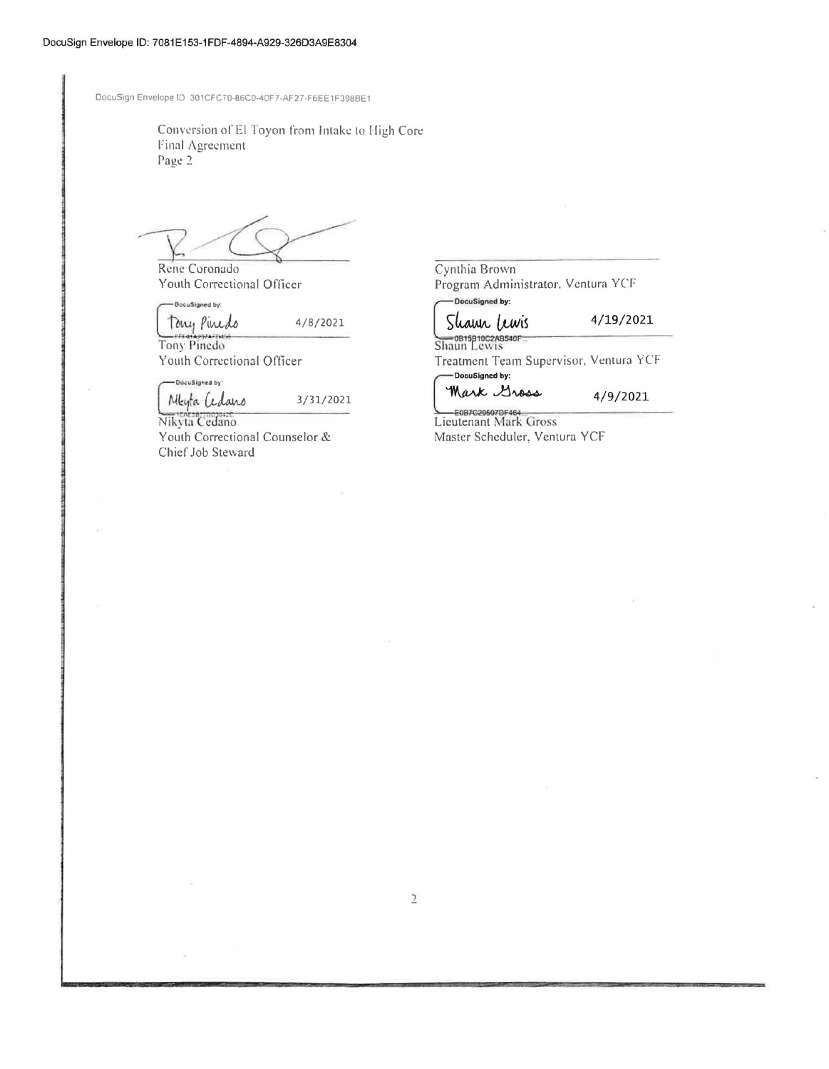DocuSign Envelope ID: 7081E153-1FDF-4894-A929-326D3A9E8304

DocuSign Envelope ID 301CFC70-86C0-40F7-AF27-F6EE1F398BE1

Conversion of El Toyon from Intake to High Core
Final Agreement
Page 2

Rene Coronado
Youth Correctional Officer

DocuSigned by:
Tony Pinedo 4/8/2021
Tony Pinedo
Youth Correctional Officer

DocuSigned by:
Nikyta Cedano 3/31/2021
Nikyta Cedano
Youth Correctional Counselor &
Chief Job Steward

Cynthia Brown
Program Administrator, Ventura YCF

DocuSigned by:
Shaun Lewis 4/19/2021
0B15B10C2AB540F...
Shaun Lewis
Treatment Team Supervisor, Ventura YCF

DocuSigned by:
Mark Gross 4/9/2021
E0B7C29507DF464...
Lieutenant Mark Gross
Master Scheduler, Ventura YCF